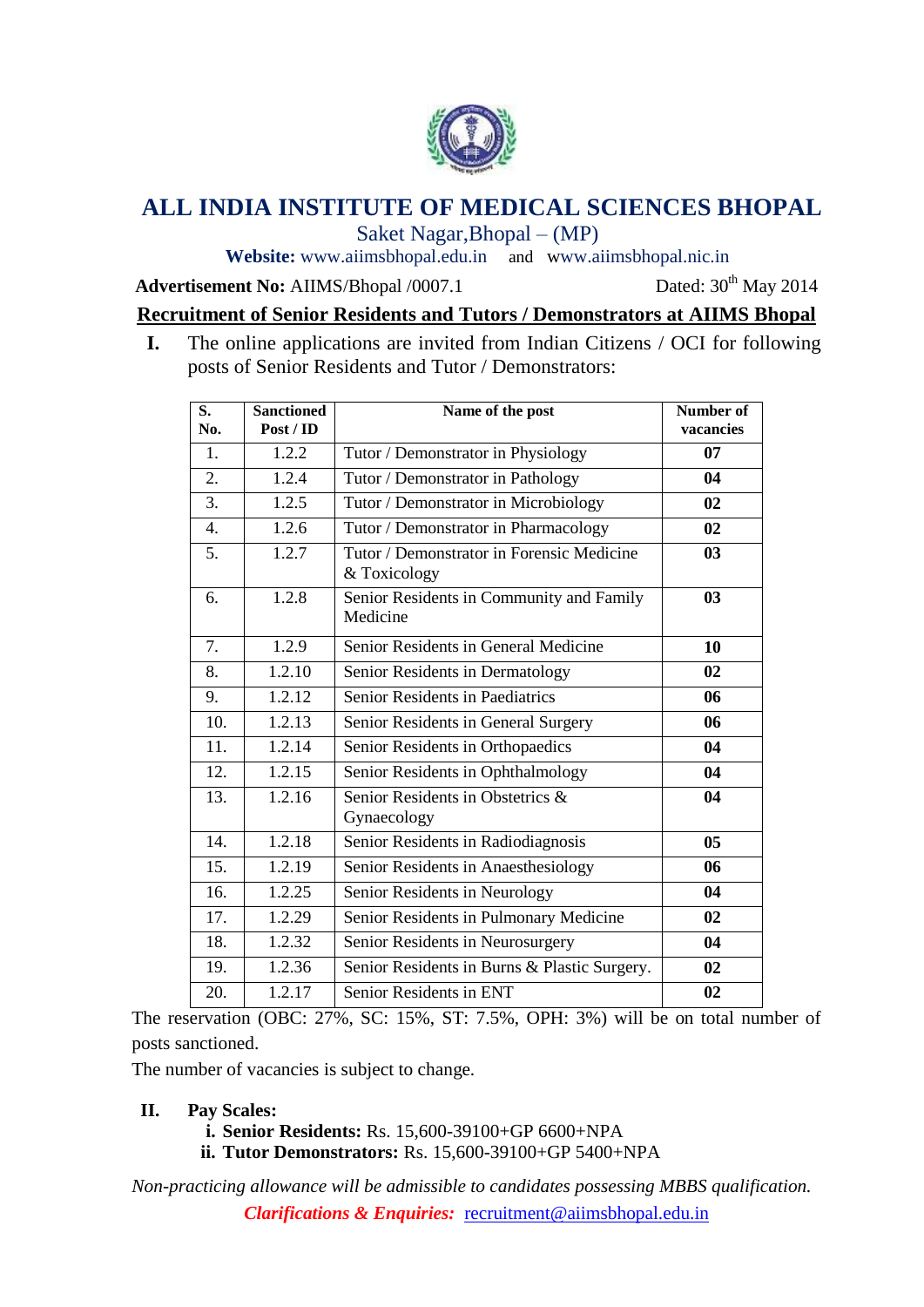# ALL INDIA INSTITUTE OF MEDICAL SCIENCES BHOPAL

Saket Nagar,Bhopal – (MP)

**Website:** www.aiimsbhopal.edu.in and www.aiimsbhopal.nic.in

**Advertisement No:** AIIMS/Bhopal /0007.1 Dated: 30th May 2014

## Recruitment of Senior Residents and Tutors / Demonstrators at AIIMS Bhopal

**I.** The online applications are invited from Indian Citizens / OCI for following posts of Senior Residents and Tutor / Demonstrators:

| S. No. | Sanctioned Post / ID | Name of the post | Number of vacancies |
|---|---|---|---|
| 1. | 1.2.2 | Tutor / Demonstrator in Physiology | **07** |
| 2. | 1.2.4 | Tutor / Demonstrator in Pathology | **04** |
| 3. | 1.2.5 | Tutor / Demonstrator in Microbiology | **02** |
| 4. | 1.2.6 | Tutor / Demonstrator in Pharmacology | **02** |
| 5. | 1.2.7 | Tutor / Demonstrator in Forensic Medicine & Toxicology | **03** |
| 6. | 1.2.8 | Senior Residents in Community and Family Medicine | **03** |
| 7. | 1.2.9 | Senior Residents in General Medicine | **10** |
| 8. | 1.2.10 | Senior Residents in Dermatology | **02** |
| 9. | 1.2.12 | Senior Residents in Paediatrics | **06** |
| 10. | 1.2.13 | Senior Residents in General Surgery | **06** |
| 11. | 1.2.14 | Senior Residents in Orthopaedics | **04** |
| 12. | 1.2.15 | Senior Residents in Ophthalmology | **04** |
| 13. | 1.2.16 | Senior Residents in Obstetrics & Gynaecology | **04** |
| 14. | 1.2.18 | Senior Residents in Radiodiagnosis | **05** |
| 15. | 1.2.19 | Senior Residents in Anaesthesiology | **06** |
| 16. | 1.2.25 | Senior Residents in Neurology | **04** |
| 17. | 1.2.29 | Senior Residents in Pulmonary Medicine | **02** |
| 18. | 1.2.32 | Senior Residents in Neurosurgery | **04** |
| 19. | 1.2.36 | Senior Residents in Burns & Plastic Surgery. | **02** |
| 20. | 1.2.17 | Senior Residents in ENT | **02** |

The reservation (OBC: 27%, SC: 15%, ST: 7.5%, OPH: 3%) will be on total number of posts sanctioned.

The number of vacancies is subject to change.

**II. Pay Scales:**

**i. Senior Residents:** Rs. 15,600-39100+GP 6600+NPA

**ii. Tutor Demonstrators:** Rs. 15,600-39100+GP 5400+NPA

*Non-practicing allowance will be admissible to candidates possessing MBBS qualification.*

***Clarifications & Enquiries:*** recruitment@aiimsbhopal.edu.in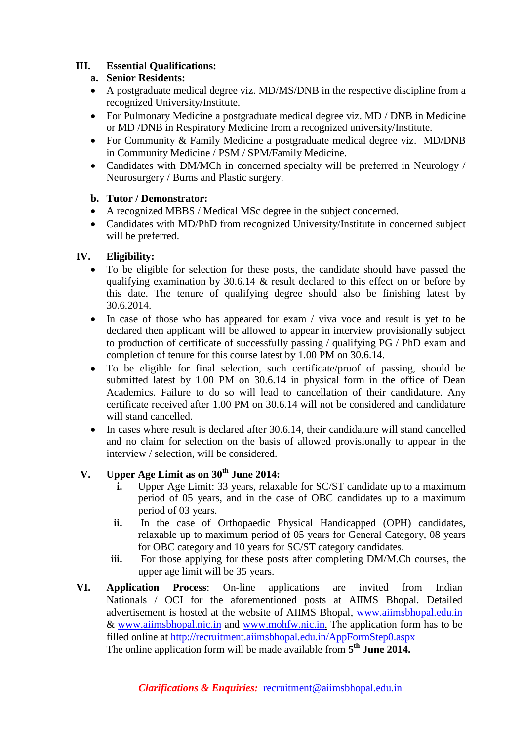## III. Essential Qualifications:

### a. Senior Residents:

- A postgraduate medical degree viz. MD/MS/DNB in the respective discipline from a recognized University/Institute.
- For Pulmonary Medicine a postgraduate medical degree viz. MD / DNB in Medicine or MD /DNB in Respiratory Medicine from a recognized university/Institute.
- For Community & Family Medicine a postgraduate medical degree viz. MD/DNB in Community Medicine / PSM / SPM/Family Medicine.
- Candidates with DM/MCh in concerned specialty will be preferred in Neurology / Neurosurgery / Burns and Plastic surgery.

### b. Tutor / Demonstrator:

- A recognized MBBS / Medical MSc degree in the subject concerned.
- Candidates with MD/PhD from recognized University/Institute in concerned subject will be preferred.

## IV. Eligibility:

- To be eligible for selection for these posts, the candidate should have passed the qualifying examination by 30.6.14 & result declared to this effect on or before by this date. The tenure of qualifying degree should also be finishing latest by 30.6.2014.
- In case of those who has appeared for exam / viva voce and result is yet to be declared then applicant will be allowed to appear in interview provisionally subject to production of certificate of successfully passing / qualifying PG / PhD exam and completion of tenure for this course latest by 1.00 PM on 30.6.14.
- To be eligible for final selection, such certificate/proof of passing, should be submitted latest by 1.00 PM on 30.6.14 in physical form in the office of Dean Academics. Failure to do so will lead to cancellation of their candidature. Any certificate received after 1.00 PM on 30.6.14 will not be considered and candidature will stand cancelled.
- In cases where result is declared after 30.6.14, their candidature will stand cancelled and no claim for selection on the basis of allowed provisionally to appear in the interview / selection, will be considered.

## V. Upper Age Limit as on 30th June 2014:

i. Upper Age Limit: 33 years, relaxable for SC/ST candidate up to a maximum period of 05 years, and in the case of OBC candidates up to a maximum period of 03 years.

ii. In the case of Orthopaedic Physical Handicapped (OPH) candidates, relaxable up to maximum period of 05 years for General Category, 08 years for OBC category and 10 years for SC/ST category candidates.

iii. For those applying for these posts after completing DM/M.Ch courses, the upper age limit will be 35 years.

## VI. Application Process:

On-line applications are invited from Indian Nationals / OCI for the aforementioned posts at AIIMS Bhopal. Detailed advertisement is hosted at the website of AIIMS Bhopal, www.aiimsbhopal.edu.in & www.aiimsbhopal.nic.in and www.mohfw.nic.in. The application form has to be filled online at http://recruitment.aiimsbhopal.edu.in/AppFormStep0.aspx

The online application form will be made available from **5th June 2014.**

***Clarifications & Enquiries:*** recruitment@aiimsbhopal.edu.in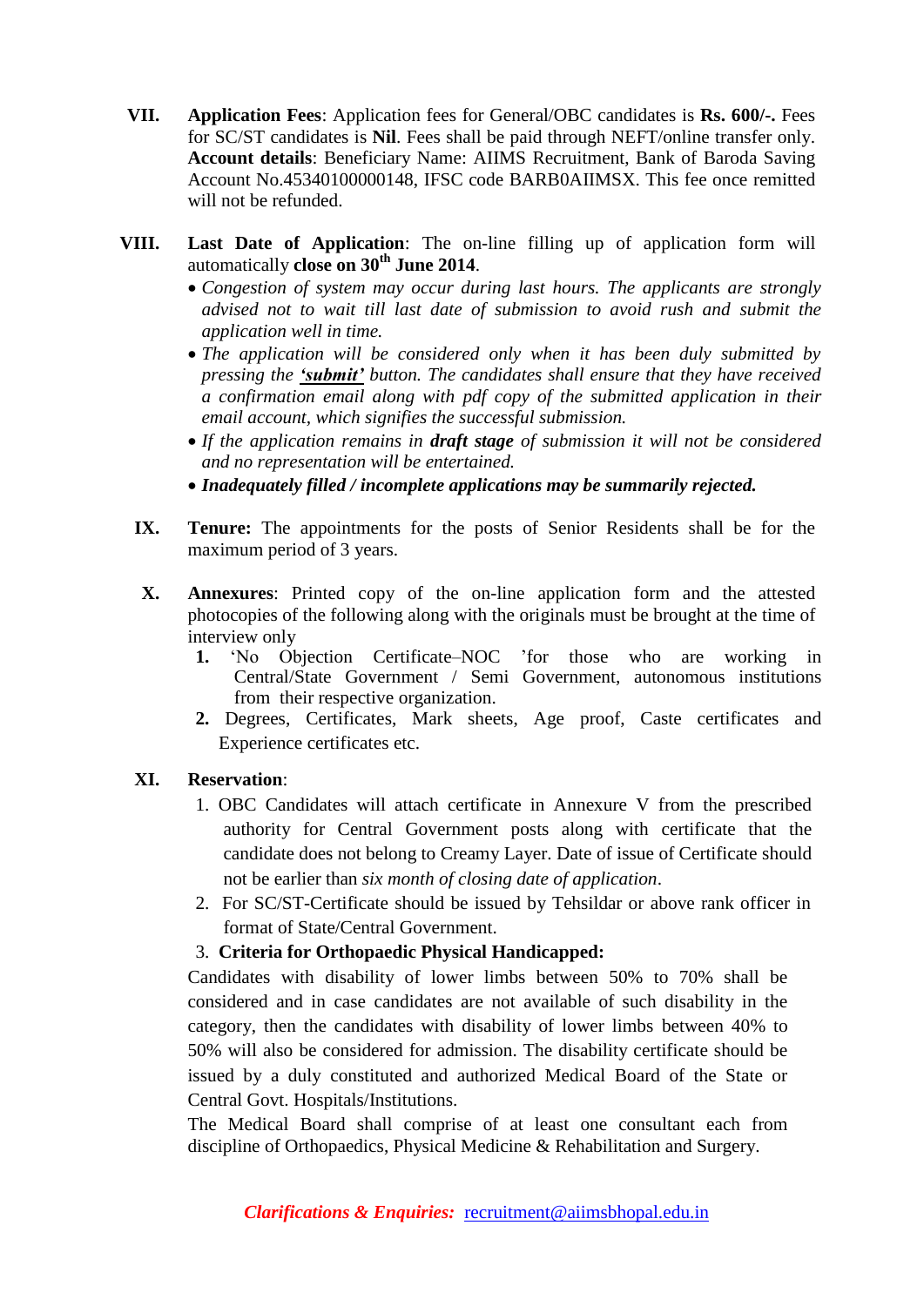VII. **Application Fees**: Application fees for General/OBC candidates is **Rs. 600/-.** Fees for SC/ST candidates is **Nil**. Fees shall be paid through NEFT/online transfer only. **Account details**: Beneficiary Name: AIIMS Recruitment, Bank of Baroda Saving Account No.45340100000148, IFSC code BARB0AIIMSX. This fee once remitted will not be refunded.

VIII. **Last Date of Application**: The on-line filling up of application form will automatically **close on 30th June 2014**.

- *Congestion of system may occur during last hours. The applicants are strongly advised not to wait till last date of submission to avoid rush and submit the application well in time.*
- *The application will be considered only when it has been duly submitted by pressing the **'submit'** button. The candidates shall ensure that they have received a confirmation email along with pdf copy of the submitted application in their email account, which signifies the successful submission.*
- *If the application remains in **draft stage** of submission it will not be considered and no representation will be entertained.*
- ***Inadequately filled / incomplete applications may be summarily rejected.***

IX. **Tenure:** The appointments for the posts of Senior Residents shall be for the maximum period of 3 years.

X. **Annexures**: Printed copy of the on-line application form and the attested photocopies of the following along with the originals must be brought at the time of interview only

1. 'No Objection Certificate–NOC 'for those who are working in Central/State Government / Semi Government, autonomous institutions from their respective organization.
2. Degrees, Certificates, Mark sheets, Age proof, Caste certificates and Experience certificates etc.

XI. **Reservation**:

1. OBC Candidates will attach certificate in Annexure V from the prescribed authority for Central Government posts along with certificate that the candidate does not belong to Creamy Layer. Date of issue of Certificate should not be earlier than *six month of closing date of application*.
2. For SC/ST-Certificate should be issued by Tehsildar or above rank officer in format of State/Central Government.
3. **Criteria for Orthopaedic Physical Handicapped:**

Candidates with disability of lower limbs between 50% to 70% shall be considered and in case candidates are not available of such disability in the category, then the candidates with disability of lower limbs between 40% to 50% will also be considered for admission. The disability certificate should be issued by a duly constituted and authorized Medical Board of the State or Central Govt. Hospitals/Institutions.

The Medical Board shall comprise of at least one consultant each from discipline of Orthopaedics, Physical Medicine & Rehabilitation and Surgery.

***Clarifications & Enquiries:*** recruitment@aiimsbhopal.edu.in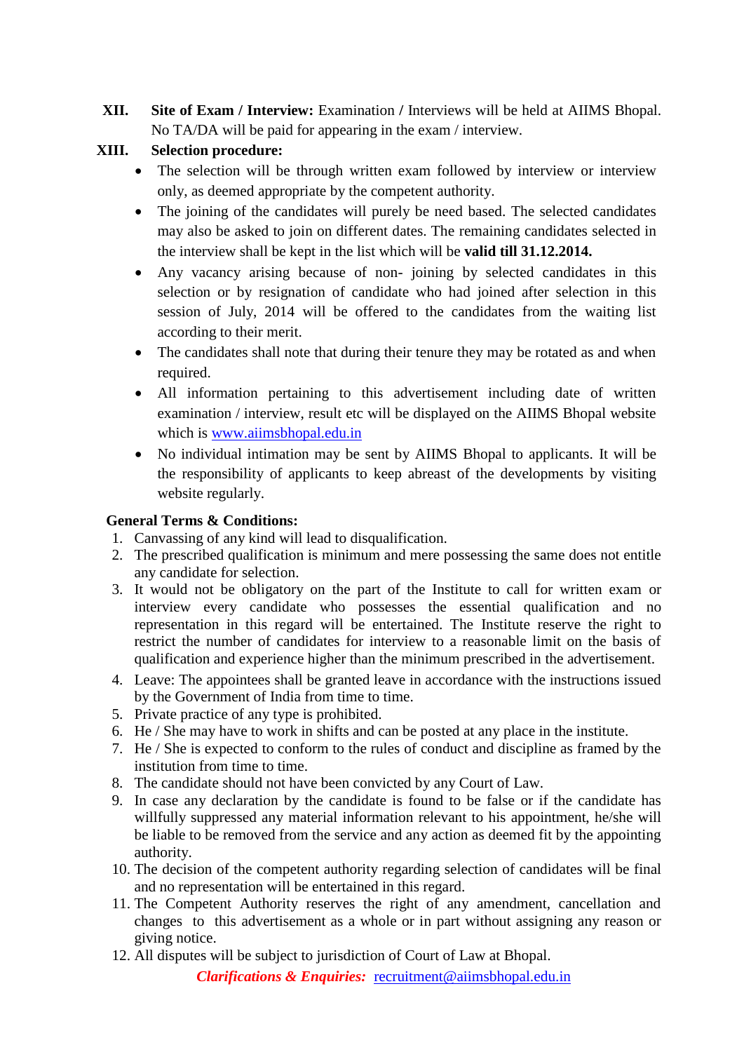**XII. Site of Exam / Interview:** Examination / Interviews will be held at AIIMS Bhopal. No TA/DA will be paid for appearing in the exam / interview.

**XIII. Selection procedure:**

- The selection will be through written exam followed by interview or interview only, as deemed appropriate by the competent authority.
- The joining of the candidates will purely be need based. The selected candidates may also be asked to join on different dates. The remaining candidates selected in the interview shall be kept in the list which will be **valid till 31.12.2014.**
- Any vacancy arising because of non- joining by selected candidates in this selection or by resignation of candidate who had joined after selection in this session of July, 2014 will be offered to the candidates from the waiting list according to their merit.
- The candidates shall note that during their tenure they may be rotated as and when required.
- All information pertaining to this advertisement including date of written examination / interview, result etc will be displayed on the AIIMS Bhopal website which is www.aiimsbhopal.edu.in
- No individual intimation may be sent by AIIMS Bhopal to applicants. It will be the responsibility of applicants to keep abreast of the developments by visiting website regularly.

**General Terms & Conditions:**

1. Canvassing of any kind will lead to disqualification.
2. The prescribed qualification is minimum and mere possessing the same does not entitle any candidate for selection.
3. It would not be obligatory on the part of the Institute to call for written exam or interview every candidate who possesses the essential qualification and no representation in this regard will be entertained. The Institute reserve the right to restrict the number of candidates for interview to a reasonable limit on the basis of qualification and experience higher than the minimum prescribed in the advertisement.
4. Leave: The appointees shall be granted leave in accordance with the instructions issued by the Government of India from time to time.
5. Private practice of any type is prohibited.
6. He / She may have to work in shifts and can be posted at any place in the institute.
7. He / She is expected to conform to the rules of conduct and discipline as framed by the institution from time to time.
8. The candidate should not have been convicted by any Court of Law.
9. In case any declaration by the candidate is found to be false or if the candidate has willfully suppressed any material information relevant to his appointment, he/she will be liable to be removed from the service and any action as deemed fit by the appointing authority.
10. The decision of the competent authority regarding selection of candidates will be final and no representation will be entertained in this regard.
11. The Competent Authority reserves the right of any amendment, cancellation and changes to this advertisement as a whole or in part without assigning any reason or giving notice.
12. All disputes will be subject to jurisdiction of Court of Law at Bhopal.

***Clarifications & Enquiries:*** recruitment@aiimsbhopal.edu.in